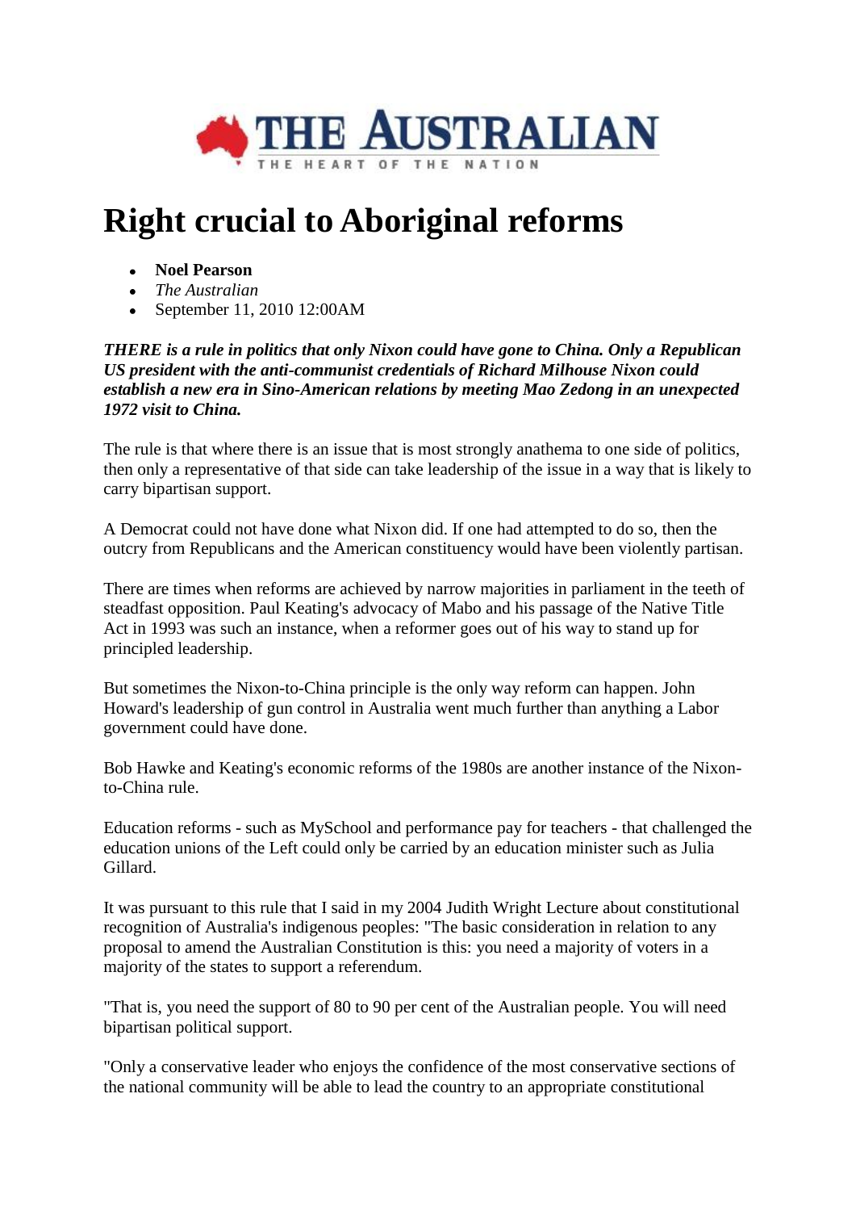THE AUSTRALIAN
THE HEART OF THE NATION

# Right crucial to Aboriginal reforms

- **Noel Pearson**
- *The Australian*
- September 11, 2010 12:00AM

***THERE is a rule in politics that only Nixon could have gone to China. Only a Republican US president with the anti-communist credentials of Richard Milhouse Nixon could establish a new era in Sino-American relations by meeting Mao Zedong in an unexpected 1972 visit to China.***

The rule is that where there is an issue that is most strongly anathema to one side of politics, then only a representative of that side can take leadership of the issue in a way that is likely to carry bipartisan support.

A Democrat could not have done what Nixon did. If one had attempted to do so, then the outcry from Republicans and the American constituency would have been violently partisan.

There are times when reforms are achieved by narrow majorities in parliament in the teeth of steadfast opposition. Paul Keating's advocacy of Mabo and his passage of the Native Title Act in 1993 was such an instance, when a reformer goes out of his way to stand up for principled leadership.

But sometimes the Nixon-to-China principle is the only way reform can happen. John Howard's leadership of gun control in Australia went much further than anything a Labor government could have done.

Bob Hawke and Keating's economic reforms of the 1980s are another instance of the Nixon-to-China rule.

Education reforms - such as MySchool and performance pay for teachers - that challenged the education unions of the Left could only be carried by an education minister such as Julia Gillard.

It was pursuant to this rule that I said in my 2004 Judith Wright Lecture about constitutional recognition of Australia's indigenous peoples: "The basic consideration in relation to any proposal to amend the Australian Constitution is this: you need a majority of voters in a majority of the states to support a referendum.

"That is, you need the support of 80 to 90 per cent of the Australian people. You will need bipartisan political support.

"Only a conservative leader who enjoys the confidence of the most conservative sections of the national community will be able to lead the country to an appropriate constitutional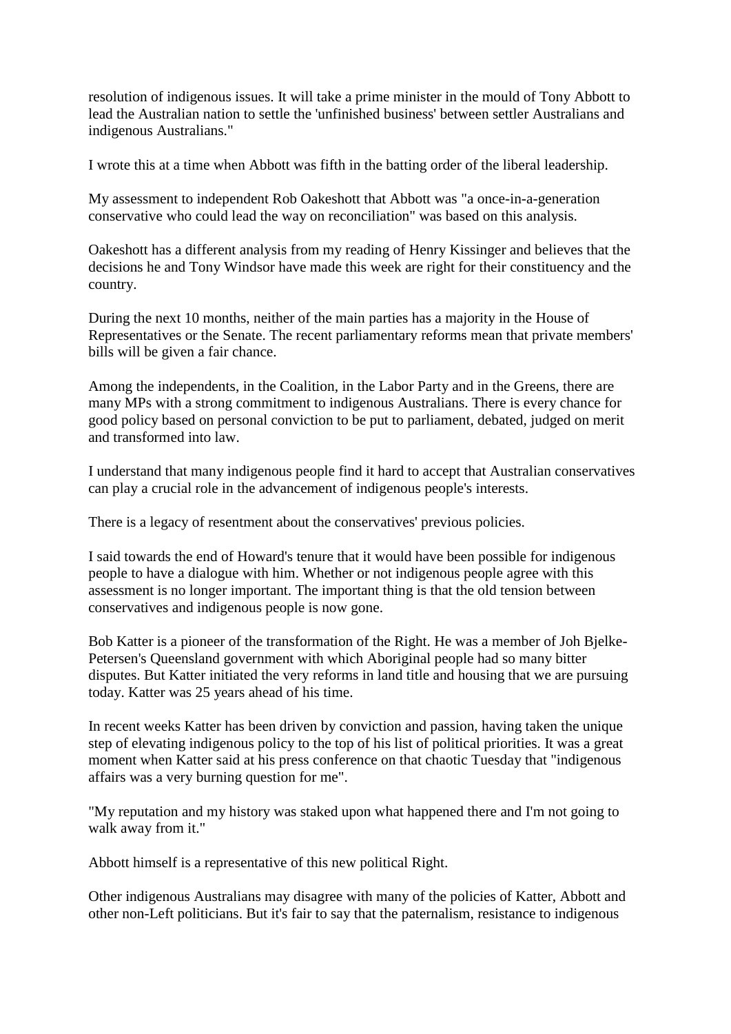resolution of indigenous issues. It will take a prime minister in the mould of Tony Abbott to lead the Australian nation to settle the 'unfinished business' between settler Australians and indigenous Australians."

I wrote this at a time when Abbott was fifth in the batting order of the liberal leadership.

My assessment to independent Rob Oakeshott that Abbott was "a once-in-a-generation conservative who could lead the way on reconciliation" was based on this analysis.

Oakeshott has a different analysis from my reading of Henry Kissinger and believes that the decisions he and Tony Windsor have made this week are right for their constituency and the country.

During the next 10 months, neither of the main parties has a majority in the House of Representatives or the Senate. The recent parliamentary reforms mean that private members' bills will be given a fair chance.

Among the independents, in the Coalition, in the Labor Party and in the Greens, there are many MPs with a strong commitment to indigenous Australians. There is every chance for good policy based on personal conviction to be put to parliament, debated, judged on merit and transformed into law.

I understand that many indigenous people find it hard to accept that Australian conservatives can play a crucial role in the advancement of indigenous people's interests.

There is a legacy of resentment about the conservatives' previous policies.

I said towards the end of Howard's tenure that it would have been possible for indigenous people to have a dialogue with him. Whether or not indigenous people agree with this assessment is no longer important. The important thing is that the old tension between conservatives and indigenous people is now gone.

Bob Katter is a pioneer of the transformation of the Right. He was a member of Joh Bjelke-Petersen's Queensland government with which Aboriginal people had so many bitter disputes. But Katter initiated the very reforms in land title and housing that we are pursuing today. Katter was 25 years ahead of his time.

In recent weeks Katter has been driven by conviction and passion, having taken the unique step of elevating indigenous policy to the top of his list of political priorities. It was a great moment when Katter said at his press conference on that chaotic Tuesday that "indigenous affairs was a very burning question for me".

"My reputation and my history was staked upon what happened there and I'm not going to walk away from it."

Abbott himself is a representative of this new political Right.

Other indigenous Australians may disagree with many of the policies of Katter, Abbott and other non-Left politicians. But it's fair to say that the paternalism, resistance to indigenous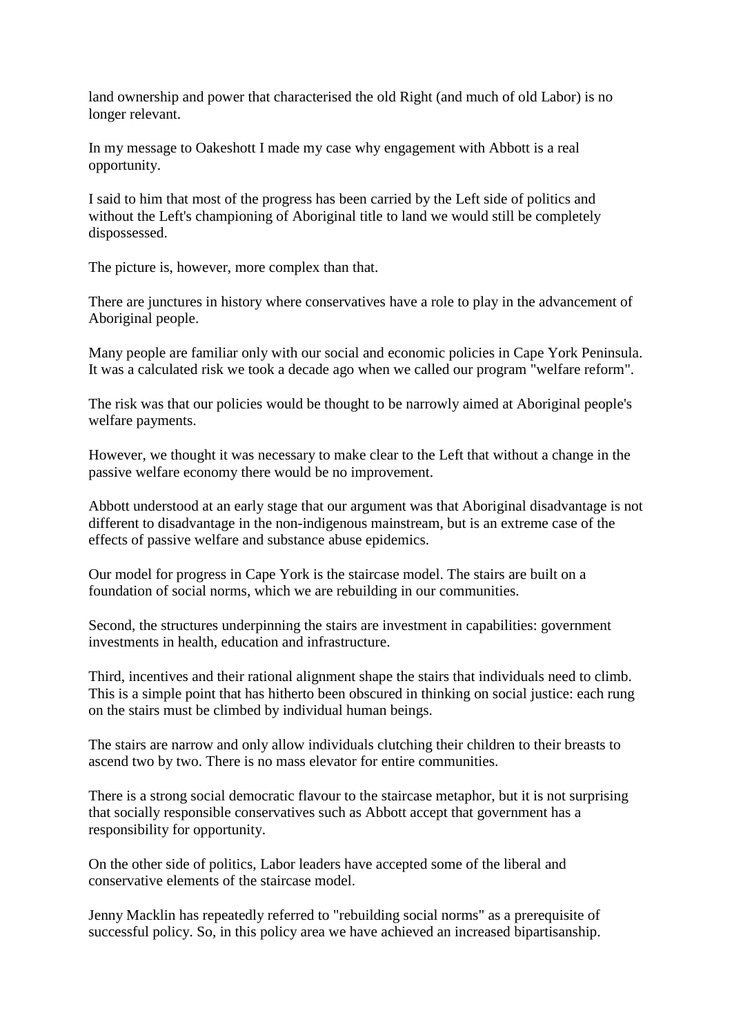land ownership and power that characterised the old Right (and much of old Labor) is no longer relevant.

In my message to Oakeshott I made my case why engagement with Abbott is a real opportunity.

I said to him that most of the progress has been carried by the Left side of politics and without the Left's championing of Aboriginal title to land we would still be completely dispossessed.

The picture is, however, more complex than that.

There are junctures in history where conservatives have a role to play in the advancement of Aboriginal people.

Many people are familiar only with our social and economic policies in Cape York Peninsula. It was a calculated risk we took a decade ago when we called our program "welfare reform".

The risk was that our policies would be thought to be narrowly aimed at Aboriginal people's welfare payments.

However, we thought it was necessary to make clear to the Left that without a change in the passive welfare economy there would be no improvement.

Abbott understood at an early stage that our argument was that Aboriginal disadvantage is not different to disadvantage in the non-indigenous mainstream, but is an extreme case of the effects of passive welfare and substance abuse epidemics.

Our model for progress in Cape York is the staircase model. The stairs are built on a foundation of social norms, which we are rebuilding in our communities.

Second, the structures underpinning the stairs are investment in capabilities: government investments in health, education and infrastructure.

Third, incentives and their rational alignment shape the stairs that individuals need to climb. This is a simple point that has hitherto been obscured in thinking on social justice: each rung on the stairs must be climbed by individual human beings.

The stairs are narrow and only allow individuals clutching their children to their breasts to ascend two by two. There is no mass elevator for entire communities.

There is a strong social democratic flavour to the staircase metaphor, but it is not surprising that socially responsible conservatives such as Abbott accept that government has a responsibility for opportunity.

On the other side of politics, Labor leaders have accepted some of the liberal and conservative elements of the staircase model.

Jenny Macklin has repeatedly referred to "rebuilding social norms" as a prerequisite of successful policy. So, in this policy area we have achieved an increased bipartisanship.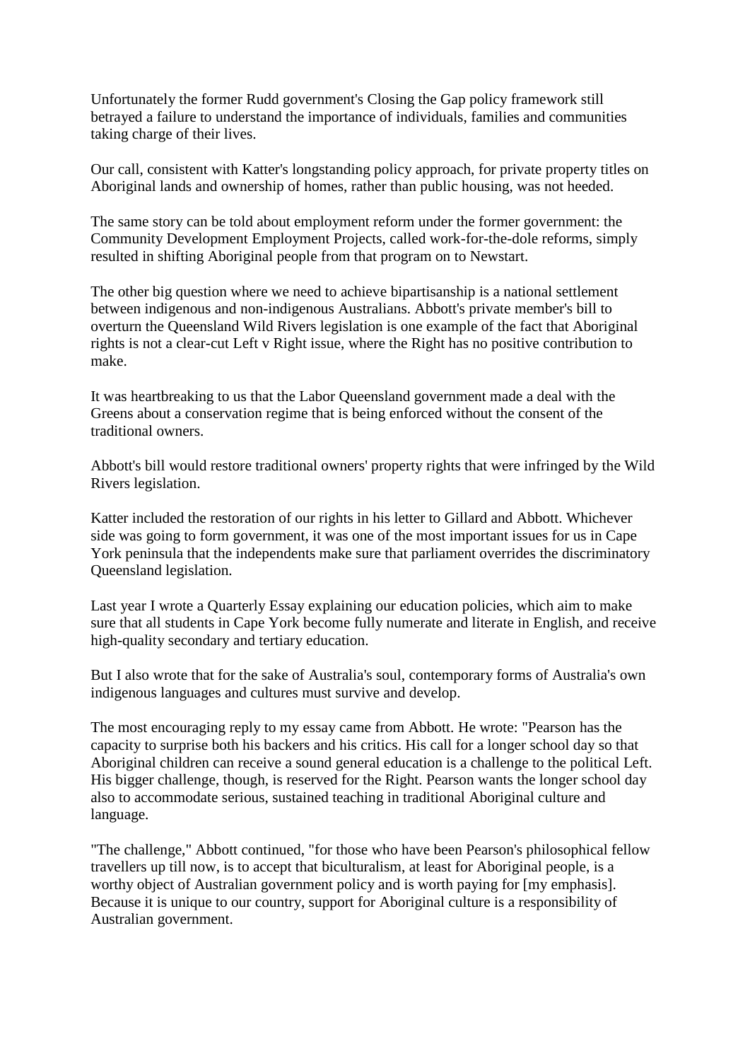Unfortunately the former Rudd government's Closing the Gap policy framework still betrayed a failure to understand the importance of individuals, families and communities taking charge of their lives.

Our call, consistent with Katter's longstanding policy approach, for private property titles on Aboriginal lands and ownership of homes, rather than public housing, was not heeded.

The same story can be told about employment reform under the former government: the Community Development Employment Projects, called work-for-the-dole reforms, simply resulted in shifting Aboriginal people from that program on to Newstart.

The other big question where we need to achieve bipartisanship is a national settlement between indigenous and non-indigenous Australians. Abbott's private member's bill to overturn the Queensland Wild Rivers legislation is one example of the fact that Aboriginal rights is not a clear-cut Left v Right issue, where the Right has no positive contribution to make.

It was heartbreaking to us that the Labor Queensland government made a deal with the Greens about a conservation regime that is being enforced without the consent of the traditional owners.

Abbott's bill would restore traditional owners' property rights that were infringed by the Wild Rivers legislation.

Katter included the restoration of our rights in his letter to Gillard and Abbott. Whichever side was going to form government, it was one of the most important issues for us in Cape York peninsula that the independents make sure that parliament overrides the discriminatory Queensland legislation.

Last year I wrote a Quarterly Essay explaining our education policies, which aim to make sure that all students in Cape York become fully numerate and literate in English, and receive high-quality secondary and tertiary education.

But I also wrote that for the sake of Australia's soul, contemporary forms of Australia's own indigenous languages and cultures must survive and develop.

The most encouraging reply to my essay came from Abbott. He wrote: "Pearson has the capacity to surprise both his backers and his critics. His call for a longer school day so that Aboriginal children can receive a sound general education is a challenge to the political Left. His bigger challenge, though, is reserved for the Right. Pearson wants the longer school day also to accommodate serious, sustained teaching in traditional Aboriginal culture and language.

"The challenge," Abbott continued, "for those who have been Pearson's philosophical fellow travellers up till now, is to accept that biculturalism, at least for Aboriginal people, is a worthy object of Australian government policy and is worth paying for [my emphasis]. Because it is unique to our country, support for Aboriginal culture is a responsibility of Australian government.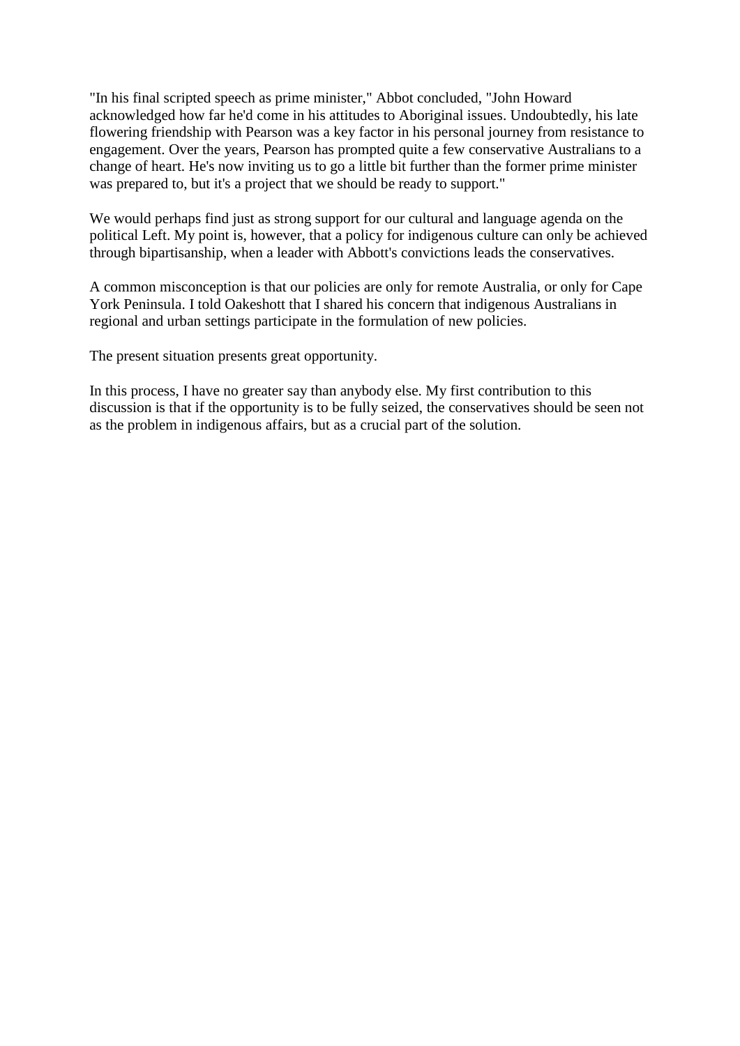"In his final scripted speech as prime minister," Abbot concluded, "John Howard acknowledged how far he'd come in his attitudes to Aboriginal issues. Undoubtedly, his late flowering friendship with Pearson was a key factor in his personal journey from resistance to engagement. Over the years, Pearson has prompted quite a few conservative Australians to a change of heart. He's now inviting us to go a little bit further than the former prime minister was prepared to, but it's a project that we should be ready to support."

We would perhaps find just as strong support for our cultural and language agenda on the political Left. My point is, however, that a policy for indigenous culture can only be achieved through bipartisanship, when a leader with Abbott's convictions leads the conservatives.

A common misconception is that our policies are only for remote Australia, or only for Cape York Peninsula. I told Oakeshott that I shared his concern that indigenous Australians in regional and urban settings participate in the formulation of new policies.

The present situation presents great opportunity.

In this process, I have no greater say than anybody else. My first contribution to this discussion is that if the opportunity is to be fully seized, the conservatives should be seen not as the problem in indigenous affairs, but as a crucial part of the solution.